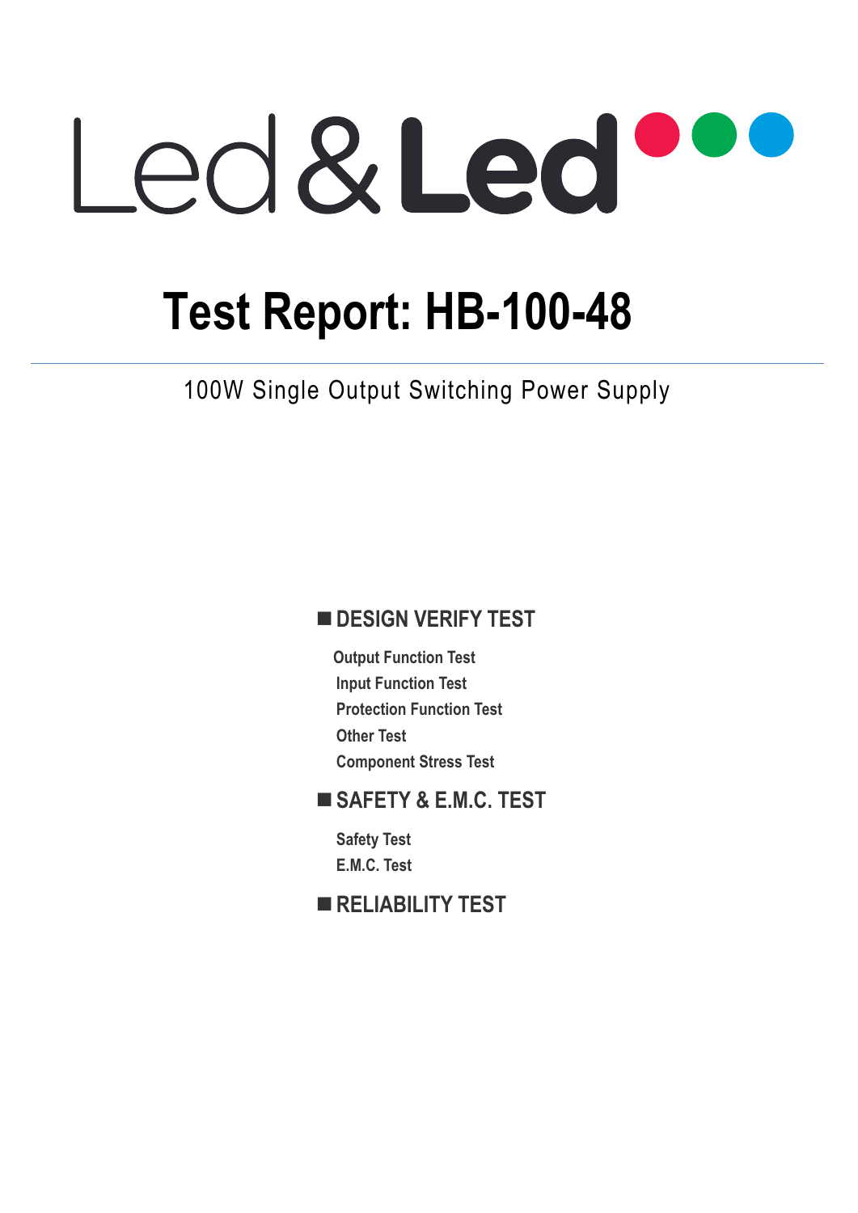Led&Led

# Test Report: HB-100-48

100W Single Output Switching Power Supply

## ■ DESIGN VERIFY TEST

- Output Function Test
- Input Function Test
- Protection Function Test
- Other Test
- Component Stress Test

## ■ SAFETY & E.M.C. TEST

- Safety Test
- E.M.C. Test

## ■ RELIABILITY TEST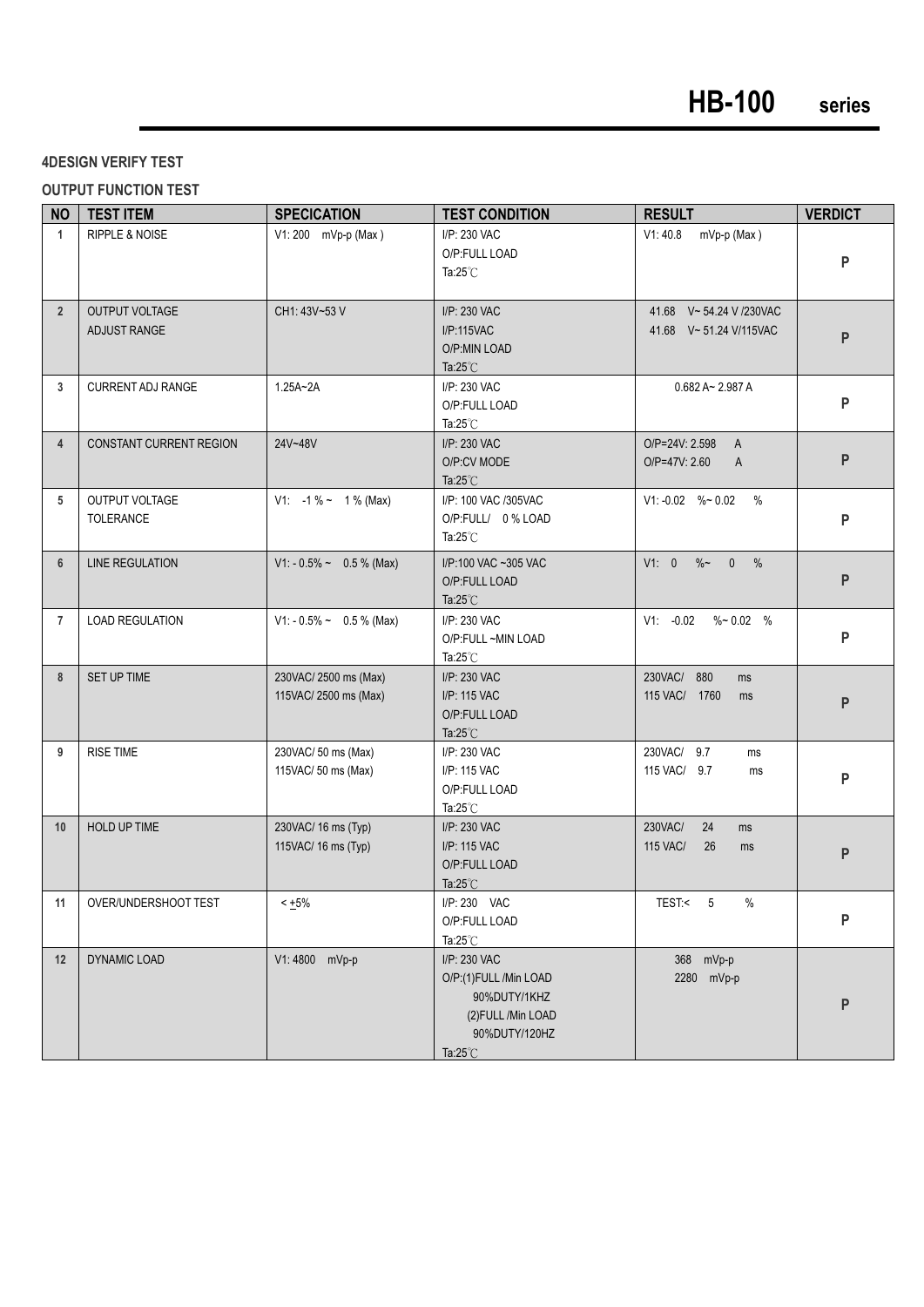## 4DESIGN VERIFY TEST

### OUTPUT FUNCTION TEST

| NO | TEST ITEM | SPECICATION | TEST CONDITION | RESULT | VERDICT |
|---|---|---|---|---|---|
| 1 | RIPPLE & NOISE | V1: 200 mVp-p (Max ) | I/P: 230 VAC<br>O/P:FULL LOAD<br>Ta:25℃ | V1: 40.8 mVp-p (Max ) | P |
| 2 | OUTPUT VOLTAGE<br>ADJUST RANGE | CH1: 43V~53 V | I/P: 230 VAC<br>I/P:115VAC<br>O/P:MIN LOAD<br>Ta:25℃ | 41.68 V~ 54.24 V /230VAC<br>41.68 V~ 51.24 V/115VAC | P |
| 3 | CURRENT ADJ RANGE | 1.25A~2A | I/P: 230 VAC<br>O/P:FULL LOAD<br>Ta:25℃ | 0.682 A~ 2.987 A | P |
| 4 | CONSTANT CURRENT REGION | 24V~48V | I/P: 230 VAC<br>O/P:CV MODE<br>Ta:25℃ | O/P=24V: 2.598 A<br>O/P=47V: 2.60 A | P |
| 5 | OUTPUT VOLTAGE<br>TOLERANCE | V1: -1 % ~ 1 % (Max) | I/P: 100 VAC /305VAC<br>O/P:FULL/ 0 % LOAD<br>Ta:25℃ | V1: -0.02 %~ 0.02 % | P |
| 6 | LINE REGULATION | V1: - 0.5% ~ 0.5 % (Max) | I/P:100 VAC ~305 VAC<br>O/P:FULL LOAD<br>Ta:25℃ | V1: 0 %~ 0 % | P |
| 7 | LOAD REGULATION | V1: - 0.5% ~ 0.5 % (Max) | I/P: 230 VAC<br>O/P:FULL ~MIN LOAD<br>Ta:25℃ | V1: -0.02 %~ 0.02 % | P |
| 8 | SET UP TIME | 230VAC/ 2500 ms (Max)<br>115VAC/ 2500 ms (Max) | I/P: 230 VAC<br>I/P: 115 VAC<br>O/P:FULL LOAD<br>Ta:25℃ | 230VAC/ 880 ms<br>115 VAC/ 1760 ms | P |
| 9 | RISE TIME | 230VAC/ 50 ms (Max)<br>115VAC/ 50 ms (Max) | I/P: 230 VAC<br>I/P: 115 VAC<br>O/P:FULL LOAD<br>Ta:25℃ | 230VAC/ 9.7 ms<br>115 VAC/ 9.7 ms | P |
| 10 | HOLD UP TIME | 230VAC/ 16 ms (Typ)<br>115VAC/ 16 ms (Typ) | I/P: 230 VAC<br>I/P: 115 VAC<br>O/P:FULL LOAD<br>Ta:25℃ | 230VAC/ 24 ms<br>115 VAC/ 26 ms | P |
| 11 | OVER/UNDERSHOOT TEST | < ±5% | I/P: 230 VAC<br>O/P:FULL LOAD<br>Ta:25℃ | TEST:< 5 % | P |
| 12 | DYNAMIC LOAD | V1: 4800 mVp-p | I/P: 230 VAC<br>O/P:(1)FULL /Min LOAD<br>90%DUTY/1KHZ<br>(2)FULL /Min LOAD<br>90%DUTY/120HZ<br>Ta:25℃ | 368 mVp-p<br>2280 mVp-p | P |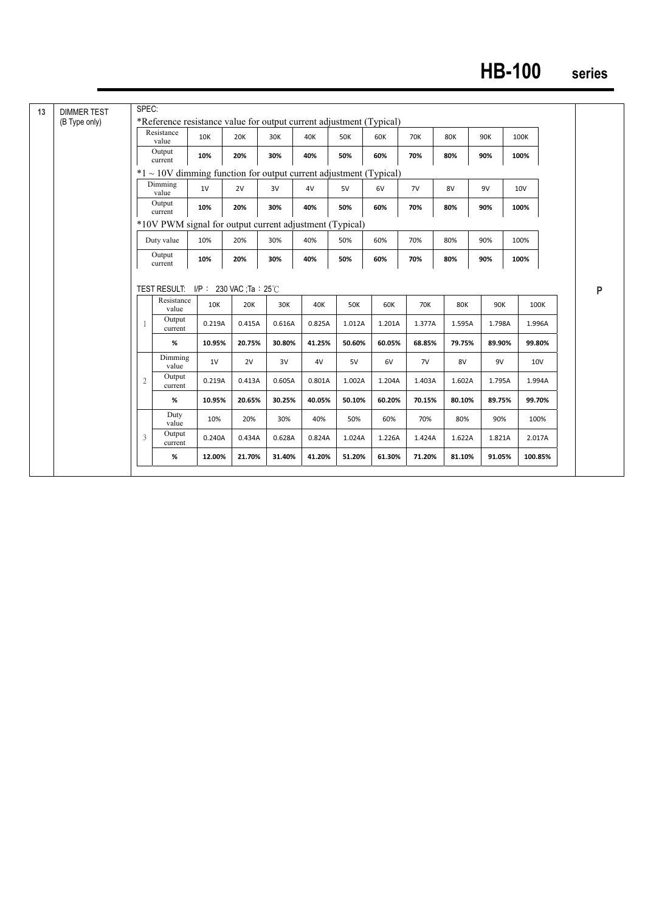**13 DIMMER TEST (B Type only)**

SPEC:

*Reference resistance value for output current adjustment (Typical)

| Resistance value | 10K | 20K | 30K | 40K | 50K | 60K | 70K | 80K | 90K | 100K |
|---|---|---|---|---|---|---|---|---|---|---|
| Output current | **10%** | **20%** | **30%** | **40%** | **50%** | **60%** | **70%** | **80%** | **90%** | **100%** |

*1 ~ 10V dimming function for output current adjustment (Typical)

| Dimming value | 1V | 2V | 3V | 4V | 5V | 6V | 7V | 8V | 9V | 10V |
|---|---|---|---|---|---|---|---|---|---|---|
| Output current | **10%** | **20%** | **30%** | **40%** | **50%** | **60%** | **70%** | **80%** | **90%** | **100%** |

*10V PWM signal for output current adjustment (Typical)

| Duty value | 10% | 20% | 30% | 40% | 50% | 60% | 70% | 80% | 90% | 100% |
|---|---|---|---|---|---|---|---|---|---|---|
| Output current | **10%** | **20%** | **30%** | **40%** | **50%** | **60%** | **70%** | **80%** | **90%** | **100%** |

TEST RESULT: I/P： 230 VAC ;Ta：25℃

| | | | | | | | | | | | |
|---|---|---|---|---|---|---|---|---|---|---|---|
| 1 | Resistance value | 10K | 20K | 30K | 40K | 50K | 60K | 70K | 80K | 90K | 100K |
| | Output current | 0.219A | 0.415A | 0.616A | 0.825A | 1.012A | 1.201A | 1.377A | 1.595A | 1.798A | 1.996A |
| | **%** | **10.95%** | **20.75%** | **30.80%** | **41.25%** | **50.60%** | **60.05%** | **68.85%** | **79.75%** | **89.90%** | **99.80%** |
| 2 | Dimming value | 1V | 2V | 3V | 4V | 5V | 6V | 7V | 8V | 9V | 10V |
| | Output current | 0.219A | 0.413A | 0.605A | 0.801A | 1.002A | 1.204A | 1.403A | 1.602A | 1.795A | 1.994A |
| | **%** | **10.95%** | **20.65%** | **30.25%** | **40.05%** | **50.10%** | **60.20%** | **70.15%** | **80.10%** | **89.75%** | **99.70%** |
| 3 | Duty value | 10% | 20% | 30% | 40% | 50% | 60% | 70% | 80% | 90% | 100% |
| | Output current | 0.240A | 0.434A | 0.628A | 0.824A | 1.024A | 1.226A | 1.424A | 1.622A | 1.821A | 2.017A |
| | **%** | **12.00%** | **21.70%** | **31.40%** | **41.20%** | **51.20%** | **61.30%** | **71.20%** | **81.10%** | **91.05%** | **100.85%** |

P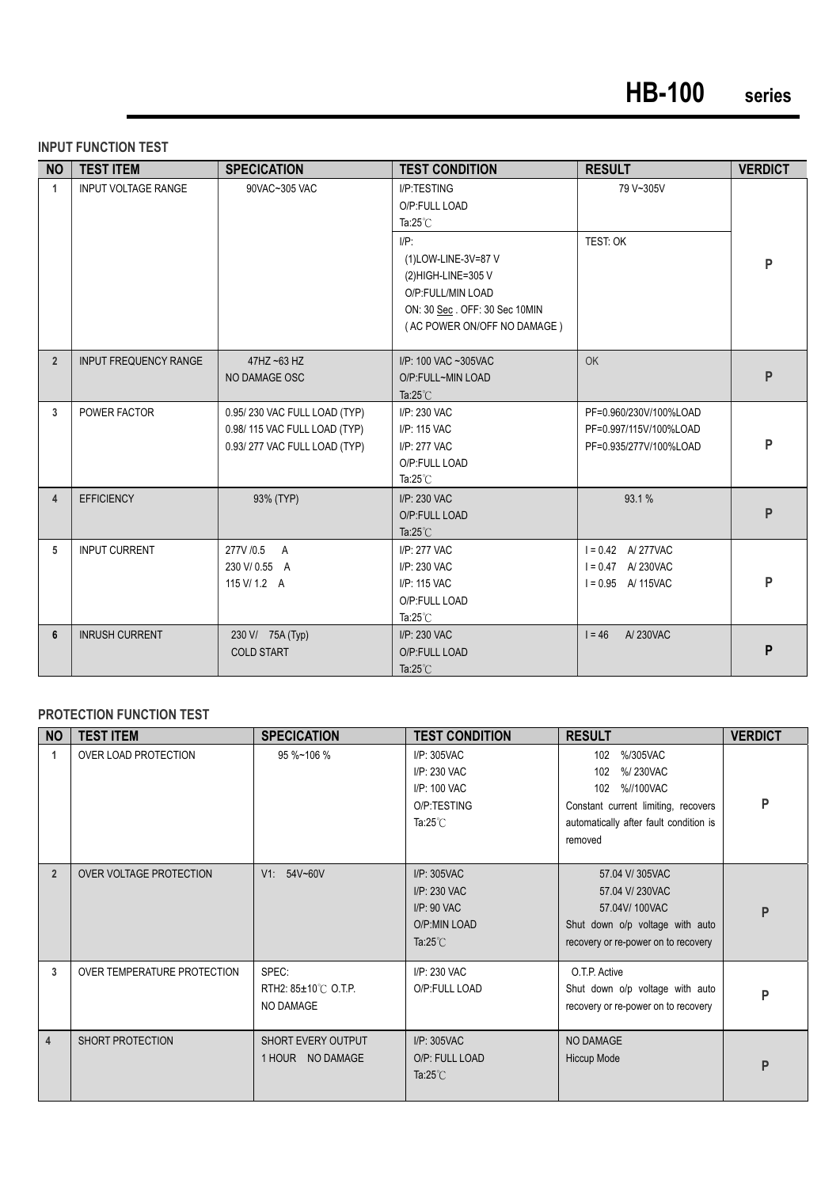## INPUT FUNCTION TEST

| NO | TEST ITEM | SPECICATION | TEST CONDITION | RESULT | VERDICT |
|---|---|---|---|---|---|
| 1 | INPUT VOLTAGE RANGE | 90VAC~305 VAC | I/P:TESTING<br>O/P:FULL LOAD<br>Ta:25℃ | 79 V~305V | P |
| | | | I/P:<br>(1)LOW-LINE-3V=87 V<br>(2)HIGH-LINE=305 V<br>O/P:FULL/MIN LOAD<br>ON: 30 Sec . OFF: 30 Sec 10MIN<br>( AC POWER ON/OFF NO DAMAGE ) | TEST: OK | |
| 2 | INPUT FREQUENCY RANGE | 47HZ ~63 HZ<br>NO DAMAGE OSC | I/P: 100 VAC ~305VAC<br>O/P:FULL~MIN LOAD<br>Ta:25℃ | OK | P |
| 3 | POWER FACTOR | 0.95/ 230 VAC FULL LOAD (TYP)<br>0.98/ 115 VAC FULL LOAD (TYP)<br>0.93/ 277 VAC FULL LOAD (TYP) | I/P: 230 VAC<br>I/P: 115 VAC<br>I/P: 277 VAC<br>O/P:FULL LOAD<br>Ta:25℃ | PF=0.960/230V/100%LOAD<br>PF=0.997/115V/100%LOAD<br>PF=0.935/277V/100%LOAD | P |
| 4 | EFFICIENCY | 93% (TYP) | I/P: 230 VAC<br>O/P:FULL LOAD<br>Ta:25℃ | 93.1 % | P |
| 5 | INPUT CURRENT | 277V /0.5 A<br>230 V/ 0.55 A<br>115 V/ 1.2 A | I/P: 277 VAC<br>I/P: 230 VAC<br>I/P: 115 VAC<br>O/P:FULL LOAD<br>Ta:25℃ | I = 0.42 A/ 277VAC<br>I = 0.47 A/ 230VAC<br>I = 0.95 A/ 115VAC | P |
| 6 | INRUSH CURRENT | 230 V/ 75A (Typ)<br>COLD START | I/P: 230 VAC<br>O/P:FULL LOAD<br>Ta:25℃ | I = 46 A/ 230VAC | P |

## PROTECTION FUNCTION TEST

| NO | TEST ITEM | SPECICATION | TEST CONDITION | RESULT | VERDICT |
|---|---|---|---|---|---|
| 1 | OVER LOAD PROTECTION | 95 %~106 % | I/P: 305VAC<br>I/P: 230 VAC<br>I/P: 100 VAC<br>O/P:TESTING<br>Ta:25℃ | 102 %/305VAC<br>102 %/ 230VAC<br>102 %//100VAC<br>Constant current limiting, recovers automatically after fault condition is removed | P |
| 2 | OVER VOLTAGE PROTECTION | V1: 54V~60V | I/P: 305VAC<br>I/P: 230 VAC<br>I/P: 90 VAC<br>O/P:MIN LOAD<br>Ta:25℃ | 57.04 V/ 305VAC<br>57.04 V/ 230VAC<br>57.04V/ 100VAC<br>Shut down o/p voltage with auto recovery or re-power on to recovery | P |
| 3 | OVER TEMPERATURE PROTECTION | SPEC:<br>RTH2: 85±10℃ O.T.P.<br>NO DAMAGE | I/P: 230 VAC<br>O/P:FULL LOAD | O.T.P. Active<br>Shut down o/p voltage with auto recovery or re-power on to recovery | P |
| 4 | SHORT PROTECTION | SHORT EVERY OUTPUT<br>1 HOUR NO DAMAGE | I/P: 305VAC<br>O/P: FULL LOAD<br>Ta:25℃ | NO DAMAGE<br>Hiccup Mode | P |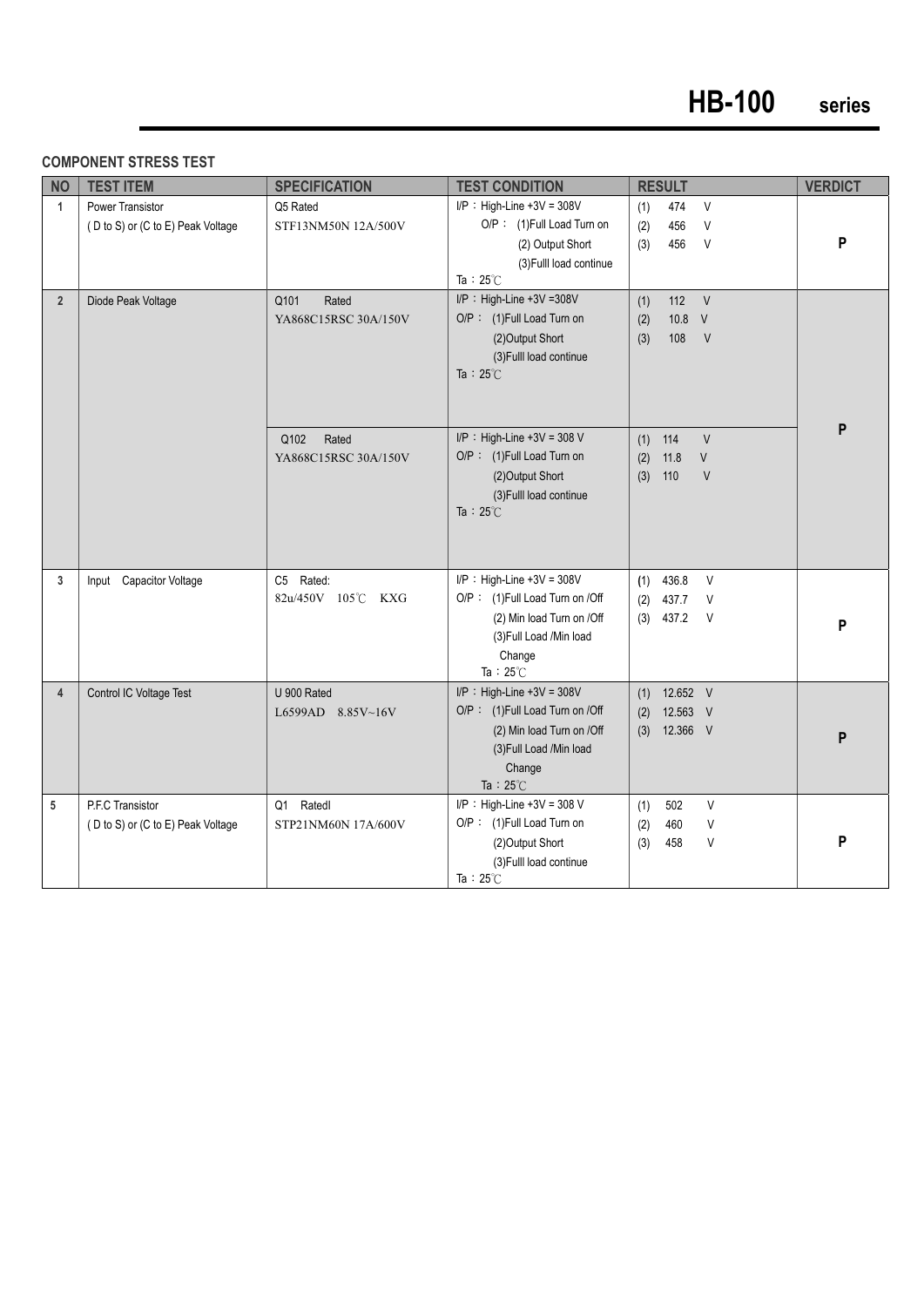### COMPONENT STRESS TEST

| NO | TEST ITEM | SPECIFICATION | TEST CONDITION | RESULT | VERDICT |
|---|---|---|---|---|---|
| 1 | Power Transistor<br>( D to S) or (C to E) Peak Voltage | Q5 Rated<br>STF13NM50N 12A/500V | I/P ： High-Line +3V = 308V<br>O/P ： (1)Full Load Turn on<br>(2) Output Short<br>(3)Fulll load continue<br>Ta ：25℃ | (1) 474 V<br>(2) 456 V<br>(3) 456 V | P |
| 2 | Diode Peak Voltage | Q101 Rated<br>YA868C15RSC 30A/150V | I/P ： High-Line +3V =308V<br>O/P ： (1)Full Load Turn on<br>(2)Output Short<br>(3)Fulll load continue<br>Ta ：25℃ | (1) 112 V<br>(2) 10.8 V<br>(3) 108 V | P |
| | | Q102 Rated<br>YA868C15RSC 30A/150V | I/P ： High-Line +3V = 308 V<br>O/P ： (1)Full Load Turn on<br>(2)Output Short<br>(3)Fulll load continue<br>Ta ：25℃ | (1) 114 V<br>(2) 11.8 V<br>(3) 110 V | |
| 3 | Input Capacitor Voltage | C5 Rated:<br>82u/450V 105℃ KXG | I/P ： High-Line +3V = 308V<br>O/P ： (1)Full Load Turn on /Off<br>(2) Min load Turn on /Off<br>(3)Full Load /Min load Change<br>Ta ：25℃ | (1) 436.8 V<br>(2) 437.7 V<br>(3) 437.2 V | P |
| 4 | Control IC Voltage Test | U 900 Rated<br>L6599AD 8.85V~16V | I/P ： High-Line +3V = 308V<br>O/P ： (1)Full Load Turn on /Off<br>(2) Min load Turn on /Off<br>(3)Full Load /Min load Change<br>Ta ：25℃ | (1) 12.652 V<br>(2) 12.563 V<br>(3) 12.366 V | P |
| 5 | P.F.C Transistor<br>( D to S) or (C to E) Peak Voltage | Q1 Ratedl<br>STP21NM60N 17A/600V | I/P ： High-Line +3V = 308 V<br>O/P ： (1)Full Load Turn on<br>(2)Output Short<br>(3)Fulll load continue<br>Ta ：25℃ | (1) 502 V<br>(2) 460 V<br>(3) 458 V | P |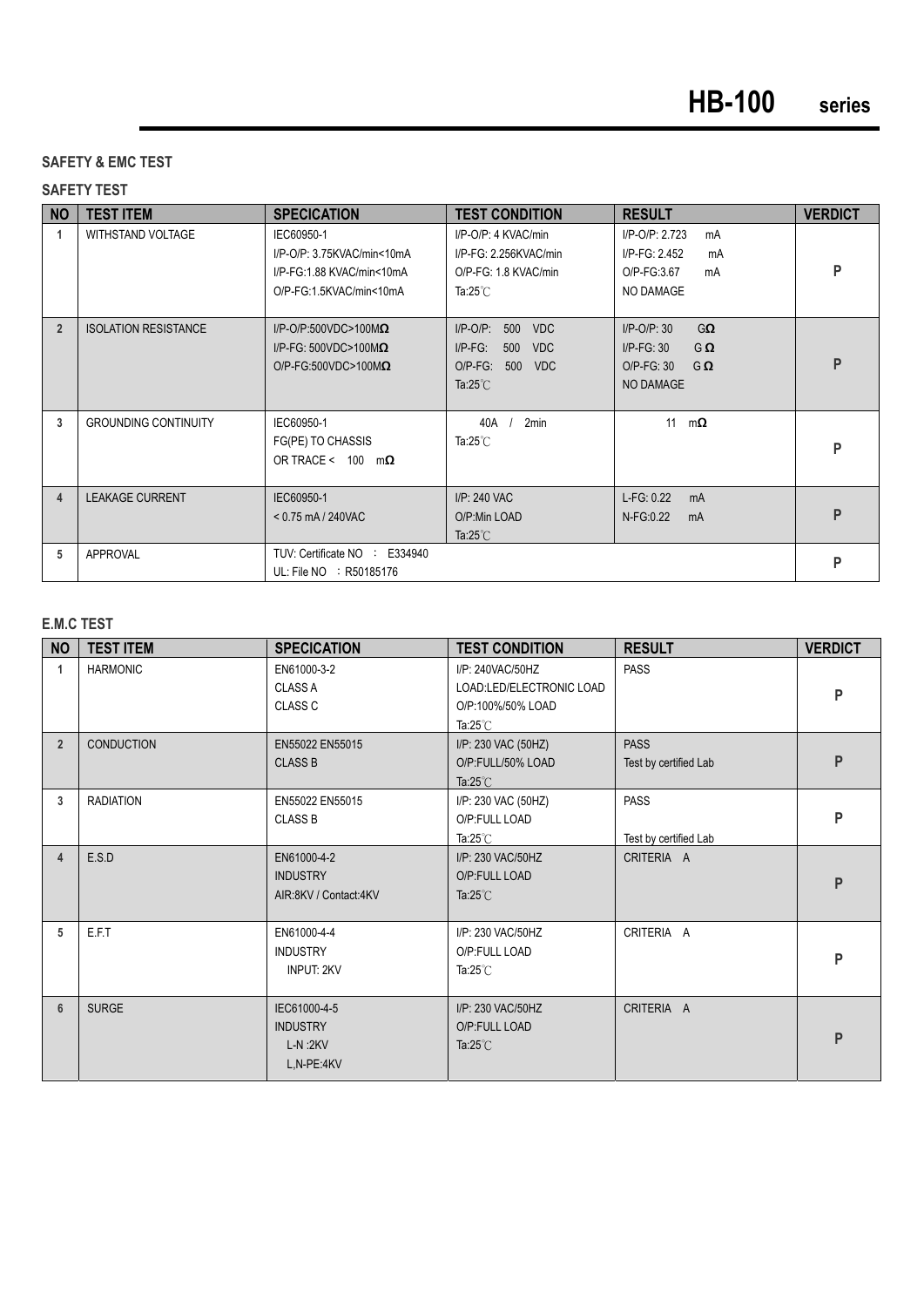## SAFETY & EMC TEST

### SAFETY TEST

| NO | TEST ITEM | SPECICATION | TEST CONDITION | RESULT | VERDICT |
|---|---|---|---|---|---|
| 1 | WITHSTAND VOLTAGE | IEC60950-1<br>I/P-O/P: 3.75KVAC/min<10mA<br>I/P-FG:1.88 KVAC/min<10mA<br>O/P-FG:1.5KVAC/min<10mA | I/P-O/P: 4 KVAC/min<br>I/P-FG: 2.256KVAC/min<br>O/P-FG: 1.8 KVAC/min<br>Ta:25℃ | I/P-O/P: 2.723 mA<br>I/P-FG: 2.452 mA<br>O/P-FG:3.67 mA<br>NO DAMAGE | P |
| 2 | ISOLATION RESISTANCE | I/P-O/P:500VDC>100MΩ<br>I/P-FG: 500VDC>100MΩ<br>O/P-FG:500VDC>100MΩ | I/P-O/P: 500 VDC<br>I/P-FG: 500 VDC<br>O/P-FG: 500 VDC<br>Ta:25℃ | I/P-O/P: 30 GΩ<br>I/P-FG: 30 GΩ<br>O/P-FG: 30 GΩ<br>NO DAMAGE | P |
| 3 | GROUNDING CONTINUITY | IEC60950-1<br>FG(PE) TO CHASSIS<br>OR TRACE < 100 mΩ | 40A / 2min<br>Ta:25℃ | 11 mΩ | P |
| 4 | LEAKAGE CURRENT | IEC60950-1<br>< 0.75 mA / 240VAC | I/P: 240 VAC<br>O/P:Min LOAD<br>Ta:25℃ | L-FG: 0.22 mA<br>N-FG:0.22 mA | P |
| 5 | APPROVAL | TUV: Certificate NO ： E334940<br>UL: File NO ：R50185176 | | | P |

### E.M.C TEST

| NO | TEST ITEM | SPECICATION | TEST CONDITION | RESULT | VERDICT |
|---|---|---|---|---|---|
| 1 | HARMONIC | EN61000-3-2<br>CLASS A<br>CLASS C | I/P: 240VAC/50HZ<br>LOAD:LED/ELECTRONIC LOAD<br>O/P:100%/50% LOAD<br>Ta:25℃ | PASS | P |
| 2 | CONDUCTION | EN55022 EN55015<br>CLASS B | I/P: 230 VAC (50HZ)<br>O/P:FULL/50% LOAD<br>Ta:25℃ | PASS<br>Test by certified Lab | P |
| 3 | RADIATION | EN55022 EN55015<br>CLASS B | I/P: 230 VAC (50HZ)<br>O/P:FULL LOAD<br>Ta:25℃ | PASS<br>Test by certified Lab | P |
| 4 | E.S.D | EN61000-4-2<br>INDUSTRY<br>AIR:8KV / Contact:4KV | I/P: 230 VAC/50HZ<br>O/P:FULL LOAD<br>Ta:25℃ | CRITERIA A | P |
| 5 | E.F.T | EN61000-4-4<br>INDUSTRY<br>INPUT: 2KV | I/P: 230 VAC/50HZ<br>O/P:FULL LOAD<br>Ta:25℃ | CRITERIA A | P |
| 6 | SURGE | IEC61000-4-5<br>INDUSTRY<br>L-N :2KV<br>L,N-PE:4KV | I/P: 230 VAC/50HZ<br>O/P:FULL LOAD<br>Ta:25℃ | CRITERIA A | P |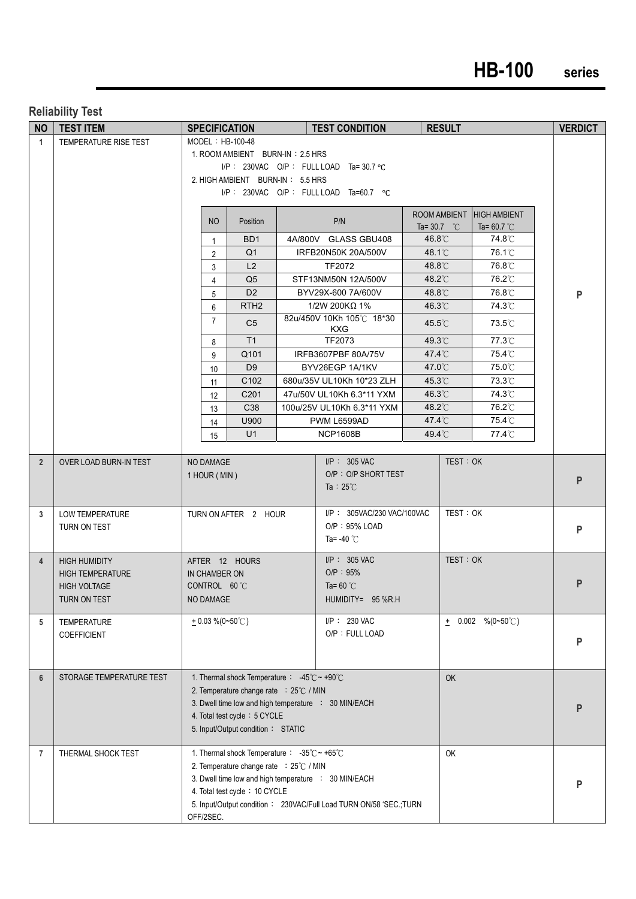## Reliability Test

| NO | TEST ITEM | SPECIFICATION | TEST CONDITION | RESULT | VERDICT |
|---|---|---|---|---|---|
| 1 | TEMPERATURE RISE TEST | MODEL：HB-100-48<br>1. ROOM AMBIENT BURN-IN：2.5 HRS<br>I/P： 230VAC O/P： FULL LOAD Ta= 30.7 ℃<br>2. HIGH AMBIENT BURN-IN： 5.5 HRS<br>I/P： 230VAC O/P： FULL LOAD Ta=60.7 ℃ | | | P |
| 2 | OVER LOAD BURN-IN TEST | NO DAMAGE<br>1 HOUR ( MIN ) | I/P： 305 VAC<br>O/P：O/P SHORT TEST<br>Ta：25℃ | TEST：OK | P |
| 3 | LOW TEMPERATURE TURN ON TEST | TURN ON AFTER 2 HOUR | I/P： 305VAC/230 VAC/100VAC<br>O/P：95% LOAD<br>Ta= -40 ℃ | TEST：OK | P |
| 4 | HIGH HUMIDITY HIGH TEMPERATURE HIGH VOLTAGE TURN ON TEST | AFTER 12 HOURS<br>IN CHAMBER ON<br>CONTROL 60 ℃<br>NO DAMAGE | I/P： 305 VAC<br>O/P：95%<br>Ta= 60 ℃<br>HUMIDITY= 95 %R.H | TEST：OK | P |
| 5 | TEMPERATURE COEFFICIENT | ± 0.03 %(0~50℃) | I/P： 230 VAC<br>O/P：FULL LOAD | ± 0.002 %(0~50℃) | P |
| 6 | STORAGE TEMPERATURE TEST | 1. Thermal shock Temperature： -45℃ ~ +90℃<br>2. Temperature change rate ：25℃ / MIN<br>3. Dwell time low and high temperature ： 30 MIN/EACH<br>4. Total test cycle：5 CYCLE<br>5. Input/Output condition： STATIC | | OK | P |
| 7 | THERMAL SHOCK TEST | 1. Thermal shock Temperature： -35℃ ~ +65℃<br>2. Temperature change rate ：25℃ / MIN<br>3. Dwell time low and high temperature ： 30 MIN/EACH<br>4. Total test cycle：10 CYCLE<br>5. Input/Output condition： 230VAC/Full Load TURN ON/58 'SEC.;TURN OFF/2SEC. | | OK | P |

Temperature rise test results (item 1):

| NO | Position | P/N | ROOM AMBIENT Ta= 30.7 ℃ | HIGH AMBIENT Ta= 60.7 ℃ |
|---|---|---|---|---|
| 1 | BD1 | 4A/800V GLASS GBU408 | 46.8℃ | 74.8℃ |
| 2 | Q1 | IRFB20N50K 20A/500V | 48.1℃ | 76.1℃ |
| 3 | L2 | TF2072 | 48.8℃ | 76.8℃ |
| 4 | Q5 | STF13NM50N 12A/500V | 48.2℃ | 76.2℃ |
| 5 | D2 | BYV29X-600 7A/600V | 48.8℃ | 76.8℃ |
| 6 | RTH2 | 1/2W 200KΩ 1% | 46.3℃ | 74.3℃ |
| 7 | C5 | 82u/450V 10Kh 105℃ 18*30 KXG | 45.5℃ | 73.5℃ |
| 8 | T1 | TF2073 | 49.3℃ | 77.3℃ |
| 9 | Q101 | IRFB3607PBF 80A/75V | 47.4℃ | 75.4℃ |
| 10 | D9 | BYV26EGP 1A/1KV | 47.0℃ | 75.0℃ |
| 11 | C102 | 680u/35V UL10Kh 10*23 ZLH | 45.3℃ | 73.3℃ |
| 12 | C201 | 47u/50V UL10Kh 6.3*11 YXM | 46.3℃ | 74.3℃ |
| 13 | C38 | 100u/25V UL10Kh 6.3*11 YXM | 48.2℃ | 76.2℃ |
| 14 | U900 | PWM L6599AD | 47.4℃ | 75.4℃ |
| 15 | U1 | NCP1608B | 49.4℃ | 77.4℃ |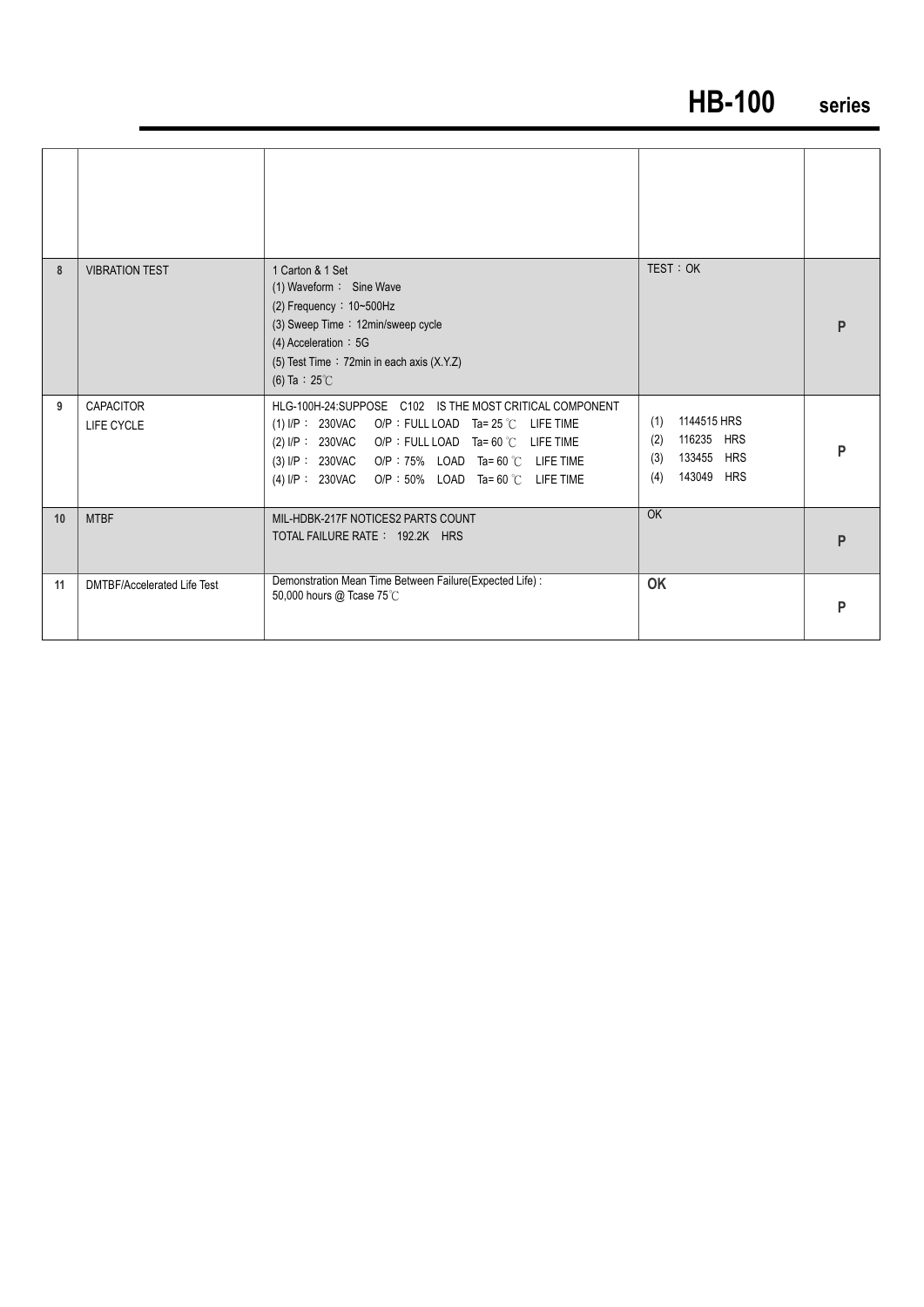| | | | | |
|---|---|---|---|---|
| | | | | |
| 8 | VIBRATION TEST | 1 Carton & 1 Set<br>(1) Waveform： Sine Wave<br>(2) Frequency：10~500Hz<br>(3) Sweep Time：12min/sweep cycle<br>(4) Acceleration：5G<br>(5) Test Time：72min in each axis (X.Y.Z)<br>(6) Ta：25℃ | TEST：OK | P |
| 9 | CAPACITOR<br>LIFE CYCLE | HLG-100H-24:SUPPOSE C102 IS THE MOST CRITICAL COMPONENT<br>(1) I/P： 230VAC O/P：FULL LOAD Ta= 25 ℃ LIFE TIME<br>(2) I/P： 230VAC O/P：FULL LOAD Ta= 60 ℃ LIFE TIME<br>(3) I/P： 230VAC O/P：75% LOAD Ta= 60 ℃ LIFE TIME<br>(4) I/P： 230VAC O/P：50% LOAD Ta= 60 ℃ LIFE TIME | (1) 1144515 HRS<br>(2) 116235 HRS<br>(3) 133455 HRS<br>(4) 143049 HRS | P |
| 10 | MTBF | MIL-HDBK-217F NOTICES2 PARTS COUNT<br>TOTAL FAILURE RATE： 192.2K HRS | OK | P |
| 11 | DMTBF/Accelerated Life Test | Demonstration Mean Time Between Failure(Expected Life) :<br>50,000 hours @ Tcase 75℃ | **OK** | P |